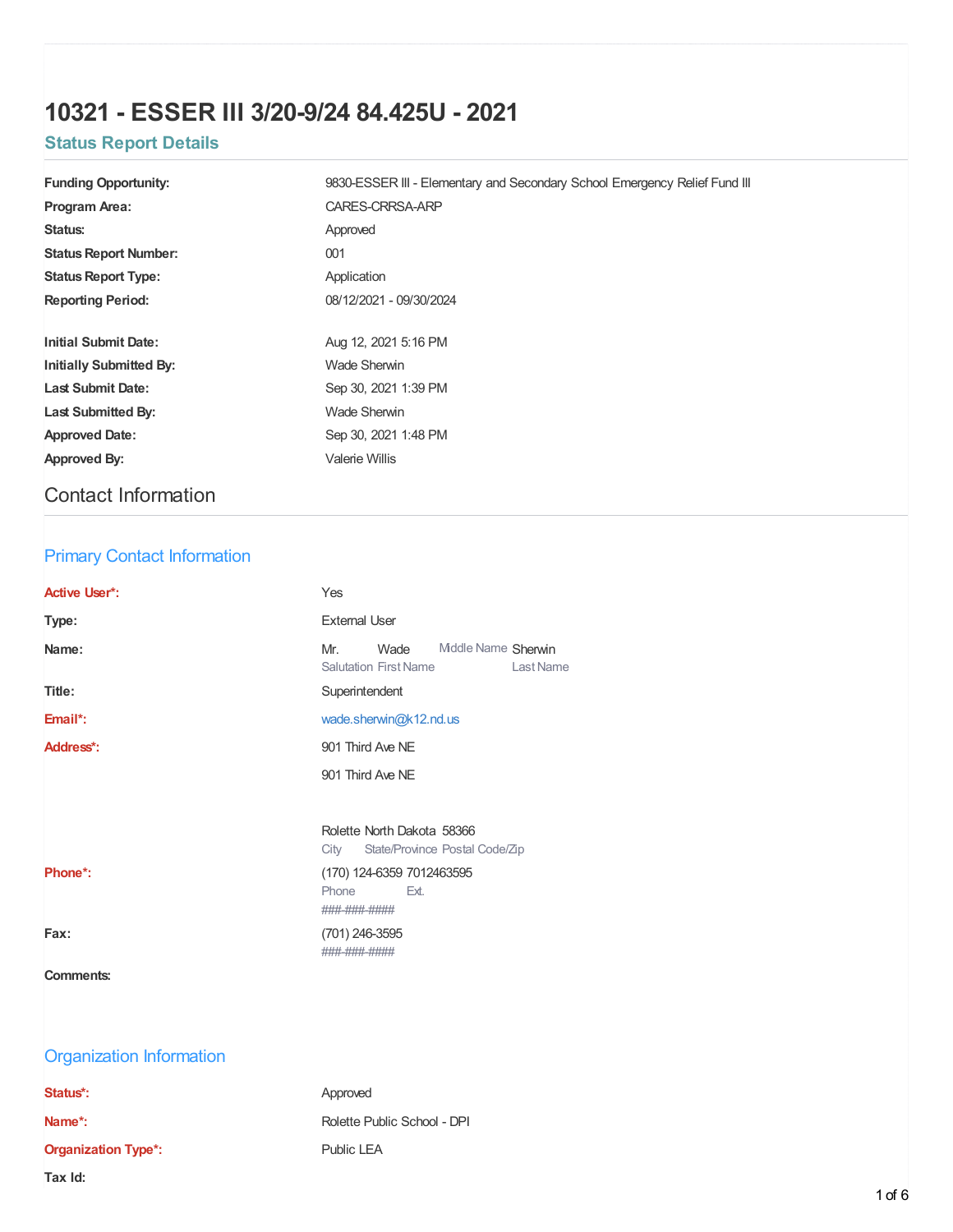# 10321 - ESSER III 3/20-9/24 84.425U - 2021

## Status Report Details

| | |
|---|---|
| **Funding Opportunity:** | 9830-ESSER III - Elementary and Secondary School Emergency Relief Fund III |
| **Program Area:** | CARES-CRRSA-ARP |
| **Status:** | Approved |
| **Status Report Number:** | 001 |
| **Status Report Type:** | Application |
| **Reporting Period:** | 08/12/2021 - 09/30/2024 |
| **Initial Submit Date:** | Aug 12, 2021 5:16 PM |
| **Initially Submitted By:** | Wade Sherwin |
| **Last Submit Date:** | Sep 30, 2021 1:39 PM |
| **Last Submitted By:** | Wade Sherwin |
| **Approved Date:** | Sep 30, 2021 1:48 PM |
| **Approved By:** | Valerie Willis |

## Contact Information

### Primary Contact Information

| | |
|---|---|
| **Active User*:** | Yes |
| **Type:** | External User |
| **Name:** | Mr. (Salutation) Wade (First Name) (Middle Name) Sherwin (Last Name) |
| **Title:** | Superintendent |
| **Email*:** | wade.sherwin@k12.nd.us |
| **Address*:** | 901 Third Ave NE<br>901 Third Ave NE<br>Rolette (City) North Dakota (State/Province) 58366 (Postal Code/Zip) |
| **Phone*:** | (170) 124-6359 (Phone) 7012463595 (Ext.)<br>###-###-#### |
| **Fax:** | (701) 246-3595<br>###-###-#### |
| **Comments:** | |

### Organization Information

| | |
|---|---|
| **Status*:** | Approved |
| **Name*:** | Rolette Public School - DPI |
| **Organization Type*:** | Public LEA |
| **Tax Id:** | |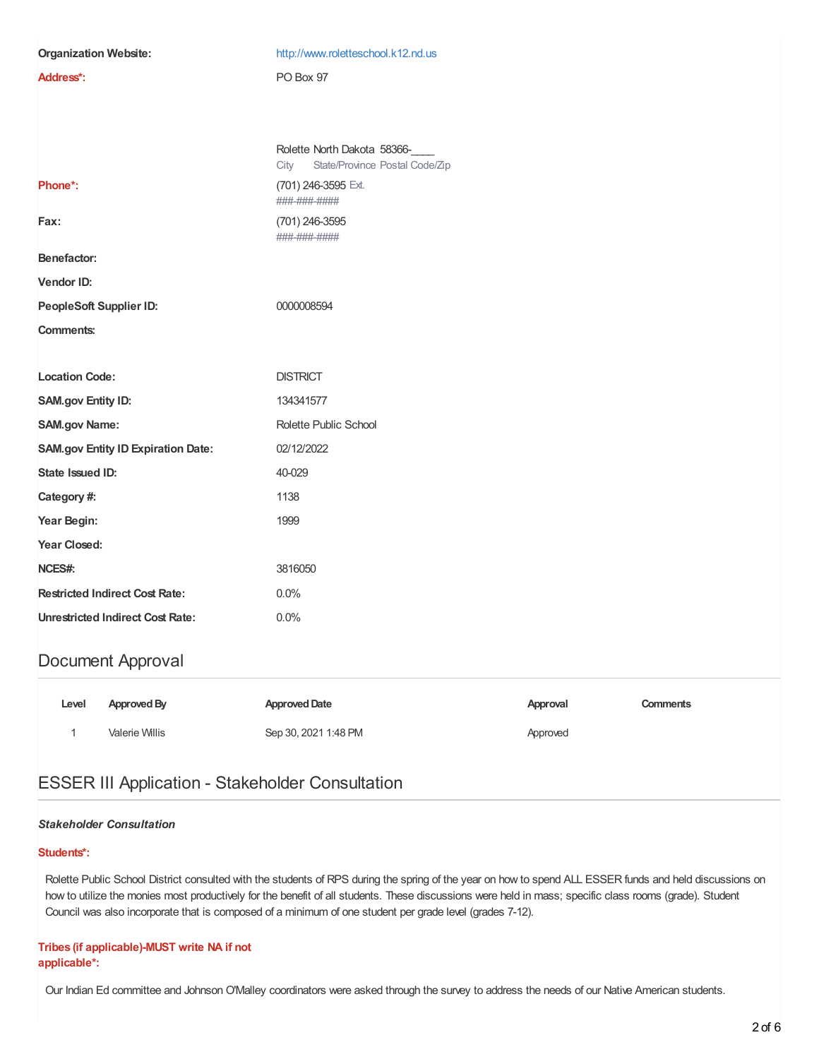**Organization Website:** http://www.roletteschool.k12.nd.us

**Address*:** PO Box 97

Rolette North Dakota 58366-____
City State/Province Postal Code/Zip

**Phone*:** (701) 246-3595 Ext.
###-###-####

**Fax:** (701) 246-3595
###-###-####

**Benefactor:**

**Vendor ID:**

**PeopleSoft Supplier ID:** 0000008594

**Comments:**

**Location Code:** DISTRICT

**SAM.gov Entity ID:** 134341577

**SAM.gov Name:** Rolette Public School

**SAM.gov Entity ID Expiration Date:** 02/12/2022

**State Issued ID:** 40-029

**Category #:** 1138

**Year Begin:** 1999

**Year Closed:**

**NCES#:** 3816050

**Restricted Indirect Cost Rate:** 0.0%

**Unrestricted Indirect Cost Rate:** 0.0%

## Document Approval

| Level | Approved By | Approved Date | Approval | Comments |
|---|---|---|---|---|
| 1 | Valerie Willis | Sep 30, 2021 1:48 PM | Approved | |

## ESSER III Application - Stakeholder Consultation

***Stakeholder Consultation***

**Students*:**

Rolette Public School District consulted with the students of RPS during the spring of the year on how to spend ALL ESSER funds and held discussions on how to utilize the monies most productively for the benefit of all students. These discussions were held in mass; specific class rooms (grade). Student Council was also incorporate that is composed of a minimum of one student per grade level (grades 7-12).

**Tribes (if applicable)-MUST write NA if not applicable*:**

Our Indian Ed committee and Johnson O'Malley coordinators were asked through the survey to address the needs of our Native American students.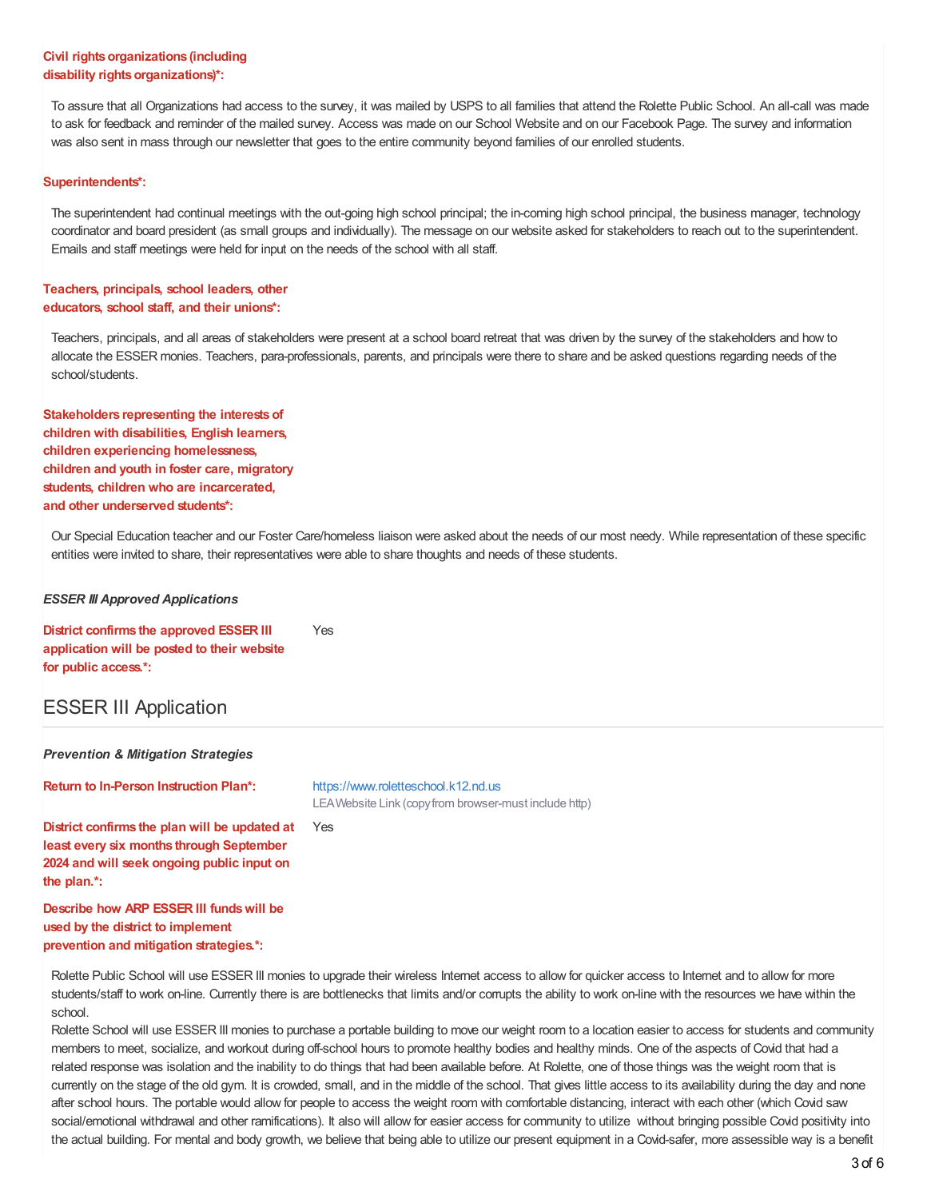**Civil rights organizations (including disability rights organizations)*:**

To assure that all Organizations had access to the survey, it was mailed by USPS to all families that attend the Rolette Public School. An all-call was made to ask for feedback and reminder of the mailed survey. Access was made on our School Website and on our Facebook Page. The survey and information was also sent in mass through our newsletter that goes to the entire community beyond families of our enrolled students.

**Superintendents*:**

The superintendent had continual meetings with the out-going high school principal; the in-coming high school principal, the business manager, technology coordinator and board president (as small groups and individually). The message on our website asked for stakeholders to reach out to the superintendent. Emails and staff meetings were held for input on the needs of the school with all staff.

**Teachers, principals, school leaders, other educators, school staff, and their unions*:**

Teachers, principals, and all areas of stakeholders were present at a school board retreat that was driven by the survey of the stakeholders and how to allocate the ESSER monies. Teachers, para-professionals, parents, and principals were there to share and be asked questions regarding needs of the school/students.

**Stakeholders representing the interests of children with disabilities, English learners, children experiencing homelessness, children and youth in foster care, migratory students, children who are incarcerated, and other underserved students*:**

Our Special Education teacher and our Foster Care/homeless liaison were asked about the needs of our most needy. While representation of these specific entities were invited to share, their representatives were able to share thoughts and needs of these students.

***ESSER III Approved Applications***

**District confirms the approved ESSER III application will be posted to their website for public access.*:** Yes

## ESSER III Application

***Prevention & Mitigation Strategies***

**Return to In-Person Instruction Plan*:** https://www.roletteschool.k12.nd.us
LEA Website Link (copy from browser-must include http)

**District confirms the plan will be updated at least every six months through September 2024 and will seek ongoing public input on the plan.*:** Yes

**Describe how ARP ESSER III funds will be used by the district to implement prevention and mitigation strategies.*:**

Rolette Public School will use ESSER III monies to upgrade their wireless Internet access to allow for quicker access to Internet and to allow for more students/staff to work on-line. Currently there is are bottlenecks that limits and/or corrupts the ability to work on-line with the resources we have within the school.
Rolette School will use ESSER III monies to purchase a portable building to move our weight room to a location easier to access for students and community members to meet, socialize, and workout during off-school hours to promote healthy bodies and healthy minds. One of the aspects of Covid that had a related response was isolation and the inability to do things that had been available before. At Rolette, one of those things was the weight room that is currently on the stage of the old gym. It is crowded, small, and in the middle of the school. That gives little access to its availability during the day and none after school hours. The portable would allow for people to access the weight room with comfortable distancing, interact with each other (which Covid saw social/emotional withdrawal and other ramifications). It also will allow for easier access for community to utilize without bringing possible Covid positivity into the actual building. For mental and body growth, we believe that being able to utilize our present equipment in a Covid-safer, more assessible way is a benefit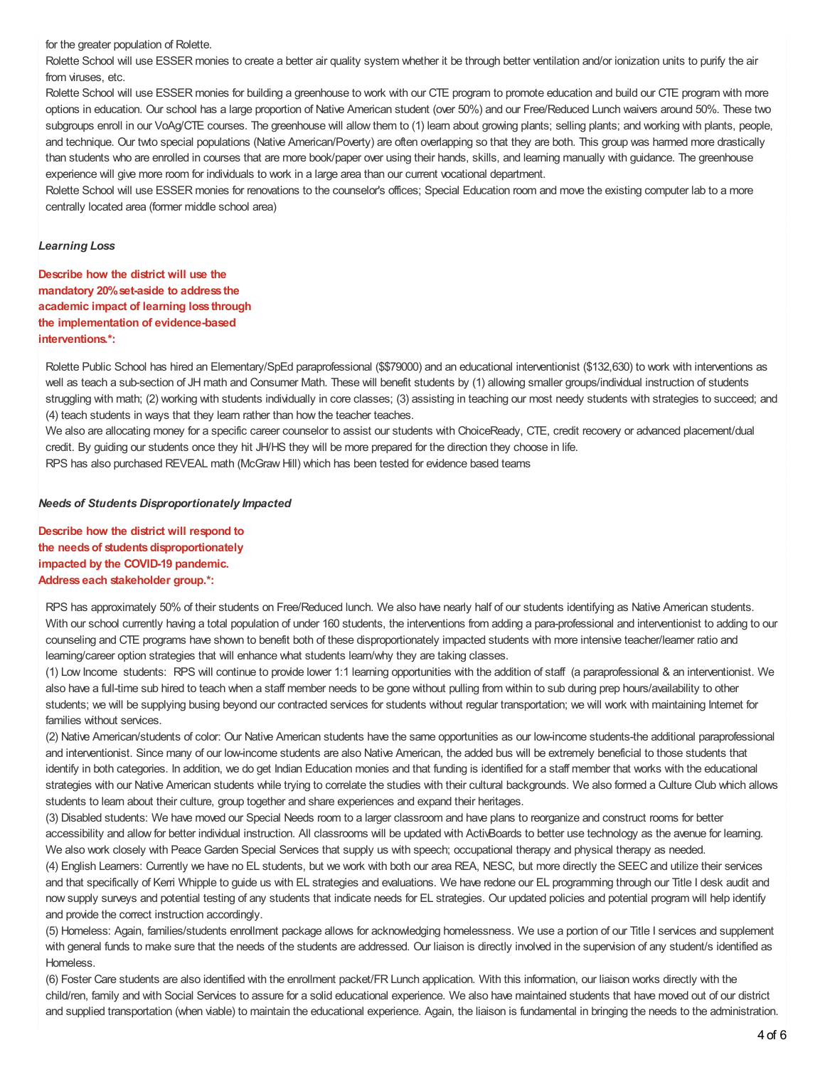for the greater population of Rolette.

Rolette School will use ESSER monies to create a better air quality system whether it be through better ventilation and/or ionization units to purify the air from viruses, etc.

Rolette School will use ESSER monies for building a greenhouse to work with our CTE program to promote education and build our CTE program with more options in education. Our school has a large proportion of Native American student (over 50%) and our Free/Reduced Lunch waivers around 50%. These two subgroups enroll in our VoAg/CTE courses. The greenhouse will allow them to (1) learn about growing plants; selling plants; and working with plants, people, and technique. Our twto special populations (Native American/Poverty) are often overlapping so that they are both. This group was harmed more drastically than students who are enrolled in courses that are more book/paper over using their hands, skills, and learning manually with guidance. The greenhouse experience will give more room for individuals to work in a large area than our current vocational department.

Rolette School will use ESSER monies for renovations to the counselor's offices; Special Education room and move the existing computer lab to a more centrally located area (former middle school area)

### *Learning Loss*

**Describe how the district will use the mandatory 20% set-aside to address the academic impact of learning loss through the implementation of evidence-based interventions.*:**

Rolette Public School has hired an Elementary/SpEd paraprofessional ($$79000) and an educational interventionist ($132,630) to work with interventions as well as teach a sub-section of JH math and Consumer Math. These will benefit students by (1) allowing smaller groups/individual instruction of students struggling with math; (2) working with students individually in core classes; (3) assisting in teaching our most needy students with strategies to succeed; and (4) teach students in ways that they learn rather than how the teacher teaches.

We also are allocating money for a specific career counselor to assist our students with ChoiceReady, CTE, credit recovery or advanced placement/dual credit. By guiding our students once they hit JH/HS they will be more prepared for the direction they choose in life.

RPS has also purchased REVEAL math (McGraw Hill) which has been tested for evidence based teams

### *Needs of Students Disproportionately Impacted*

**Describe how the district will respond to the needs of students disproportionately impacted by the COVID-19 pandemic. Address each stakeholder group.*:**

RPS has approximately 50% of their students on Free/Reduced lunch. We also have nearly half of our students identifying as Native American students. With our school currently having a total population of under 160 students, the interventions from adding a para-professional and interventionist to adding to our counseling and CTE programs have shown to benefit both of these disproportionately impacted students with more intensive teacher/learner ratio and learning/career option strategies that will enhance what students learn/why they are taking classes.

(1) Low Income students: RPS will continue to provide lower 1:1 learning opportunities with the addition of staff (a paraprofessional & an interventionist. We also have a full-time sub hired to teach when a staff member needs to be gone without pulling from within to sub during prep hours/availability to other students; we will be supplying busing beyond our contracted services for students without regular transportation; we will work with maintaining Internet for families without services.

(2) Native American/students of color: Our Native American students have the same opportunities as our low-income students-the additional paraprofessional and interventionist. Since many of our low-income students are also Native American, the added bus will be extremely beneficial to those students that identify in both categories. In addition, we do get Indian Education monies and that funding is identified for a staff member that works with the educational strategies with our Native American students while trying to correlate the studies with their cultural backgrounds. We also formed a Culture Club which allows students to learn about their culture, group together and share experiences and expand their heritages.

(3) Disabled students: We have moved our Special Needs room to a larger classroom and have plans to reorganize and construct rooms for better accessibility and allow for better individual instruction. All classrooms will be updated with ActivBoards to better use technology as the avenue for learning. We also work closely with Peace Garden Special Services that supply us with speech; occupational therapy and physical therapy as needed.

(4) English Learners: Currently we have no EL students, but we work with both our area REA, NESC, but more directly the SEEC and utilize their services and that specifically of Kerri Whipple to guide us with EL strategies and evaluations. We have redone our EL programming through our Title I desk audit and now supply surveys and potential testing of any students that indicate needs for EL strategies. Our updated policies and potential program will help identify and provide the correct instruction accordingly.

(5) Homeless: Again, families/students enrollment package allows for acknowledging homelessness. We use a portion of our Title I services and supplement with general funds to make sure that the needs of the students are addressed. Our liaison is directly involved in the supervision of any student/s identified as Homeless.

(6) Foster Care students are also identified with the enrollment packet/FR Lunch application. With this information, our liaison works directly with the child/ren, family and with Social Services to assure for a solid educational experience. We also have maintained students that have moved out of our district and supplied transportation (when viable) to maintain the educational experience. Again, the liaison is fundamental in bringing the needs to the administration.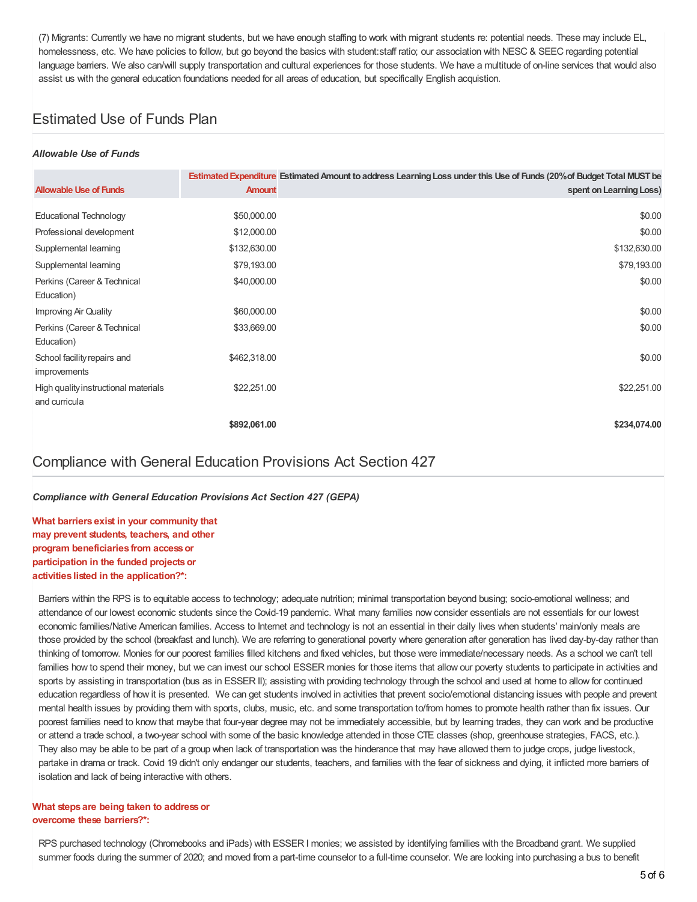(7) Migrants: Currently we have no migrant students, but we have enough staffing to work with migrant students re: potential needs. These may include EL, homelessness, etc. We have policies to follow, but go beyond the basics with student:staff ratio; our association with NESC & SEEC regarding potential language barriers. We also can/will supply transportation and cultural experiences for those students. We have a multitude of on-line services that would also assist us with the general education foundations needed for all areas of education, but specifically English acquistion.

## Estimated Use of Funds Plan

***Allowable Use of Funds***

| Allowable Use of Funds | Estimated Expenditure Amount | Estimated Amount to address Learning Loss under this Use of Funds (20% of Budget Total MUST be spent on Learning Loss) |
|---|---|---|
| Educational Technology | $50,000.00 | $0.00 |
| Professional development | $12,000.00 | $0.00 |
| Supplemental learning | $132,630.00 | $132,630.00 |
| Supplemental learning | $79,193.00 | $79,193.00 |
| Perkins (Career & Technical Education) | $40,000.00 | $0.00 |
| Improving Air Quality | $60,000.00 | $0.00 |
| Perkins (Career & Technical Education) | $33,669.00 | $0.00 |
| School facility repairs and improvements | $462,318.00 | $0.00 |
| High quality instructional materials and curricula | $22,251.00 | $22,251.00 |
| | **$892,061.00** | **$234,074.00** |

## Compliance with General Education Provisions Act Section 427

***Compliance with General Education Provisions Act Section 427 (GEPA)***

**What barriers exist in your community that may prevent students, teachers, and other program beneficiaries from access or participation in the funded projects or activities listed in the application?*:**

Barriers within the RPS is to equitable access to technology; adequate nutrition; minimal transportation beyond busing; socio-emotional wellness; and attendance of our lowest economic students since the Covid-19 pandemic. What many families now consider essentials are not essentials for our lowest economic families/Native American families. Access to Internet and technology is not an essential in their daily lives when students' main/only meals are those provided by the school (breakfast and lunch). We are referring to generational poverty where generation after generation has lived day-by-day rather than thinking of tomorrow. Monies for our poorest families filled kitchens and fixed vehicles, but those were immediate/necessary needs. As a school we can't tell families how to spend their money, but we can invest our school ESSER monies for those items that allow our poverty students to participate in activities and sports by assisting in transportation (bus as in ESSER II); assisting with providing technology through the school and used at home to allow for continued education regardless of how it is presented. We can get students involved in activities that prevent socio/emotional distancing issues with people and prevent mental health issues by providing them with sports, clubs, music, etc. and some transportation to/from homes to promote health rather than fix issues. Our poorest families need to know that maybe that four-year degree may not be immediately accessible, but by learning trades, they can work and be productive or attend a trade school, a two-year school with some of the basic knowledge attended in those CTE classes (shop, greenhouse strategies, FACS, etc.). They also may be able to be part of a group when lack of transportation was the hinderance that may have allowed them to judge crops, judge livestock, partake in drama or track. Covid 19 didn't only endanger our students, teachers, and families with the fear of sickness and dying, it inflicted more barriers of isolation and lack of being interactive with others.

**What steps are being taken to address or overcome these barriers?*:**

RPS purchased technology (Chromebooks and iPads) with ESSER I monies; we assisted by identifying families with the Broadband grant. We supplied summer foods during the summer of 2020; and moved from a part-time counselor to a full-time counselor. We are looking into purchasing a bus to benefit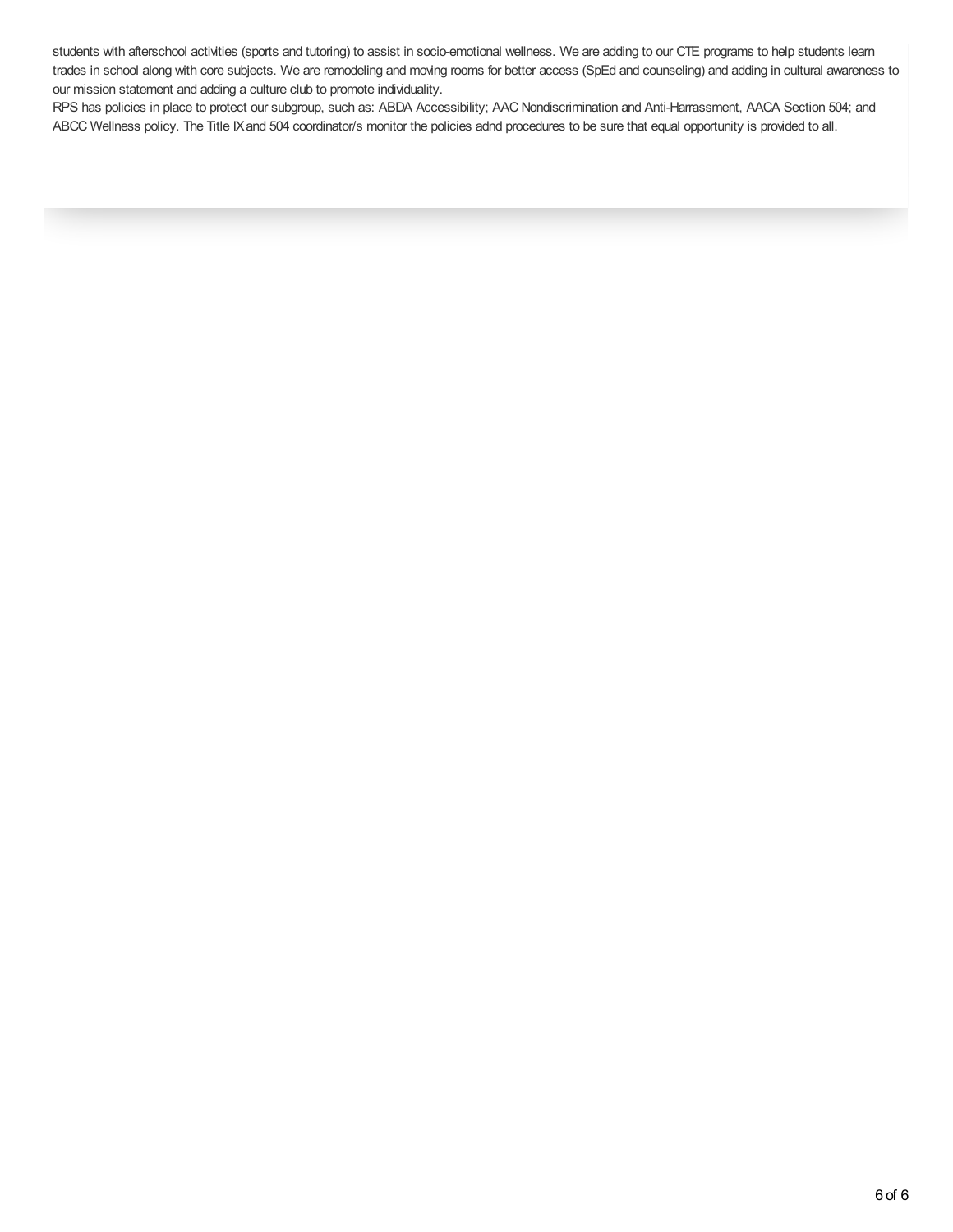students with afterschool activities (sports and tutoring) to assist in socio-emotional wellness. We are adding to our CTE programs to help students learn trades in school along with core subjects. We are remodeling and moving rooms for better access (SpEd and counseling) and adding in cultural awareness to our mission statement and adding a culture club to promote individuality.
RPS has policies in place to protect our subgroup, such as: ABDA Accessibility; AAC Nondiscrimination and Anti-Harrassment, AACA Section 504; and ABCC Wellness policy. The Title IX and 504 coordinator/s monitor the policies adnd procedures to be sure that equal opportunity is provided to all.